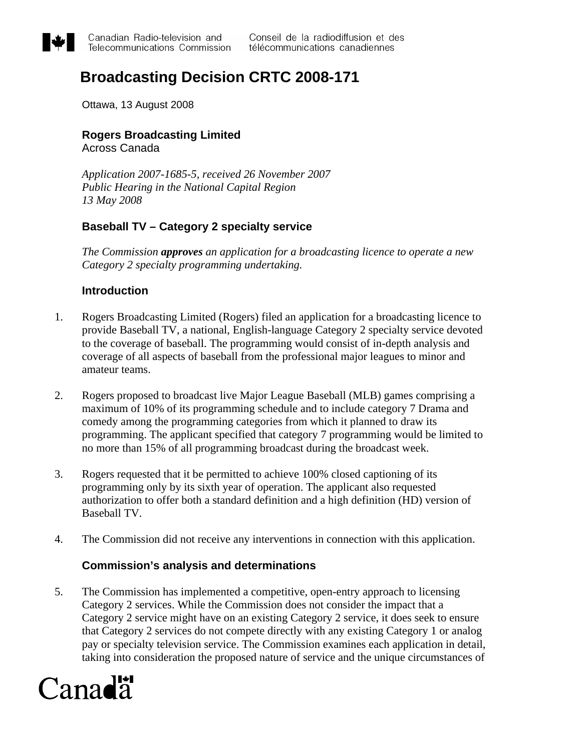Canadian Radio-television and Telecommunications Commission | Conseil de la radiodiffusion et des télécommunications canadiennes

# Broadcasting Decision CRTC 2008-171

Ottawa, 13 August 2008

**Rogers Broadcasting Limited**
Across Canada

*Application 2007-1685-5, received 26 November 2007*
*Public Hearing in the National Capital Region*
*13 May 2008*

## Baseball TV – Category 2 specialty service

*The Commission **approves** an application for a broadcasting licence to operate a new Category 2 specialty programming undertaking.*

## Introduction

1. Rogers Broadcasting Limited (Rogers) filed an application for a broadcasting licence to provide Baseball TV, a national, English-language Category 2 specialty service devoted to the coverage of baseball. The programming would consist of in-depth analysis and coverage of all aspects of baseball from the professional major leagues to minor and amateur teams.

2. Rogers proposed to broadcast live Major League Baseball (MLB) games comprising a maximum of 10% of its programming schedule and to include category 7 Drama and comedy among the programming categories from which it planned to draw its programming. The applicant specified that category 7 programming would be limited to no more than 15% of all programming broadcast during the broadcast week.

3. Rogers requested that it be permitted to achieve 100% closed captioning of its programming only by its sixth year of operation. The applicant also requested authorization to offer both a standard definition and a high definition (HD) version of Baseball TV.

4. The Commission did not receive any interventions in connection with this application.

## Commission's analysis and determinations

5. The Commission has implemented a competitive, open-entry approach to licensing Category 2 services. While the Commission does not consider the impact that a Category 2 service might have on an existing Category 2 service, it does seek to ensure that Category 2 services do not compete directly with any existing Category 1 or analog pay or specialty television service. The Commission examines each application in detail, taking into consideration the proposed nature of service and the unique circumstances of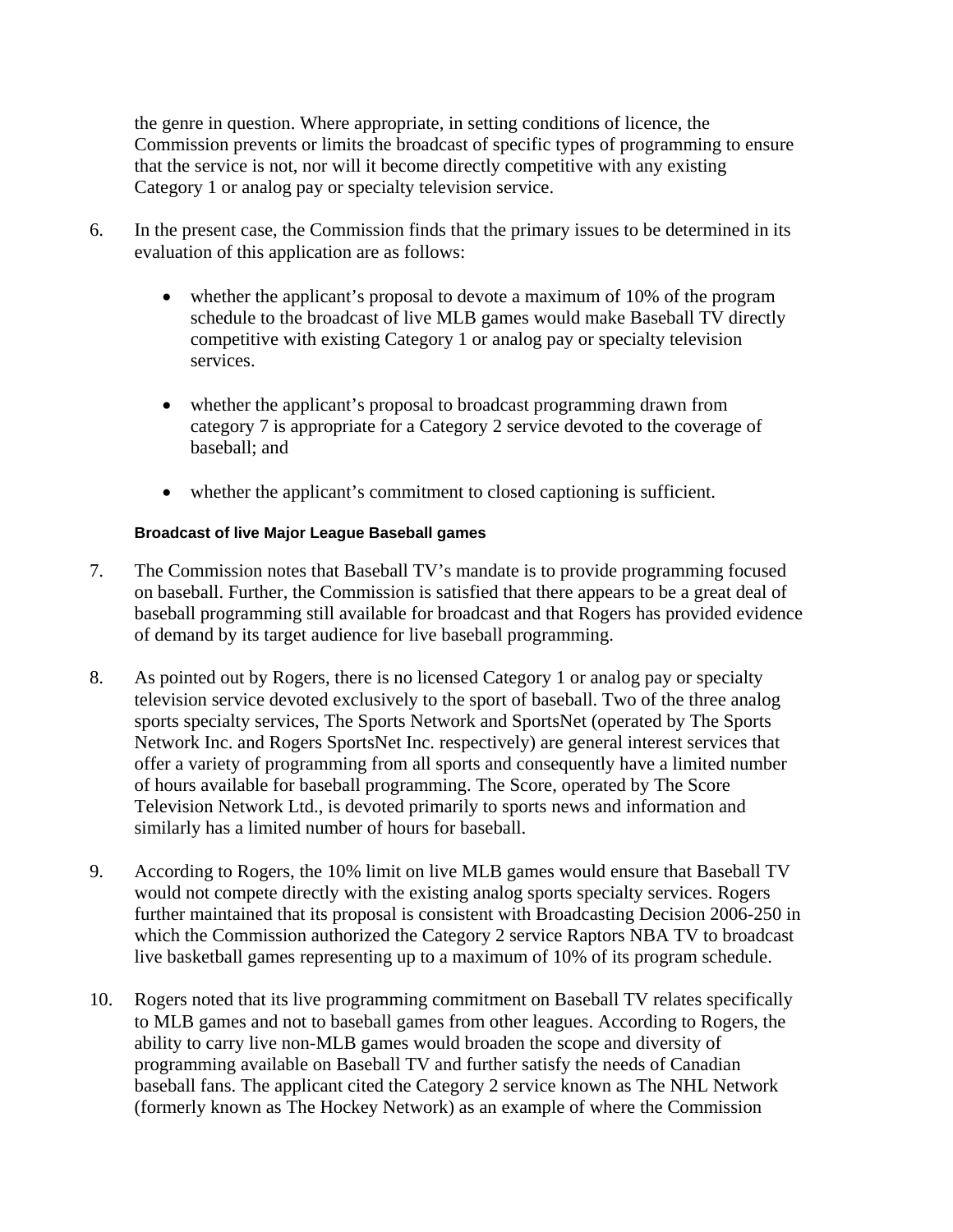the genre in question. Where appropriate, in setting conditions of licence, the Commission prevents or limits the broadcast of specific types of programming to ensure that the service is not, nor will it become directly competitive with any existing Category 1 or analog pay or specialty television service.

6. In the present case, the Commission finds that the primary issues to be determined in its evaluation of this application are as follows:

    - whether the applicant's proposal to devote a maximum of 10% of the program schedule to the broadcast of live MLB games would make Baseball TV directly competitive with existing Category 1 or analog pay or specialty television services.

    - whether the applicant's proposal to broadcast programming drawn from category 7 is appropriate for a Category 2 service devoted to the coverage of baseball; and

    - whether the applicant's commitment to closed captioning is sufficient.

#### Broadcast of live Major League Baseball games

7. The Commission notes that Baseball TV's mandate is to provide programming focused on baseball. Further, the Commission is satisfied that there appears to be a great deal of baseball programming still available for broadcast and that Rogers has provided evidence of demand by its target audience for live baseball programming.

8. As pointed out by Rogers, there is no licensed Category 1 or analog pay or specialty television service devoted exclusively to the sport of baseball. Two of the three analog sports specialty services, The Sports Network and SportsNet (operated by The Sports Network Inc. and Rogers SportsNet Inc. respectively) are general interest services that offer a variety of programming from all sports and consequently have a limited number of hours available for baseball programming. The Score, operated by The Score Television Network Ltd., is devoted primarily to sports news and information and similarly has a limited number of hours for baseball.

9. According to Rogers, the 10% limit on live MLB games would ensure that Baseball TV would not compete directly with the existing analog sports specialty services. Rogers further maintained that its proposal is consistent with Broadcasting Decision 2006-250 in which the Commission authorized the Category 2 service Raptors NBA TV to broadcast live basketball games representing up to a maximum of 10% of its program schedule.

10. Rogers noted that its live programming commitment on Baseball TV relates specifically to MLB games and not to baseball games from other leagues. According to Rogers, the ability to carry live non-MLB games would broaden the scope and diversity of programming available on Baseball TV and further satisfy the needs of Canadian baseball fans. The applicant cited the Category 2 service known as The NHL Network (formerly known as The Hockey Network) as an example of where the Commission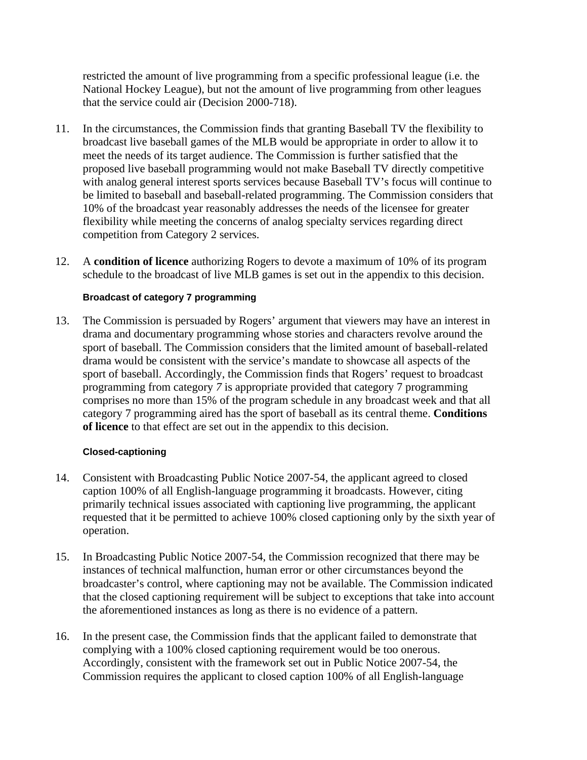restricted the amount of live programming from a specific professional league (i.e. the National Hockey League), but not the amount of live programming from other leagues that the service could air (Decision 2000-718).

11. In the circumstances, the Commission finds that granting Baseball TV the flexibility to broadcast live baseball games of the MLB would be appropriate in order to allow it to meet the needs of its target audience. The Commission is further satisfied that the proposed live baseball programming would not make Baseball TV directly competitive with analog general interest sports services because Baseball TV's focus will continue to be limited to baseball and baseball-related programming. The Commission considers that 10% of the broadcast year reasonably addresses the needs of the licensee for greater flexibility while meeting the concerns of analog specialty services regarding direct competition from Category 2 services.

12. A **condition of licence** authorizing Rogers to devote a maximum of 10% of its program schedule to the broadcast of live MLB games is set out in the appendix to this decision.

#### Broadcast of category 7 programming

13. The Commission is persuaded by Rogers' argument that viewers may have an interest in drama and documentary programming whose stories and characters revolve around the sport of baseball. The Commission considers that the limited amount of baseball-related drama would be consistent with the service's mandate to showcase all aspects of the sport of baseball. Accordingly, the Commission finds that Rogers' request to broadcast programming from category *7* is appropriate provided that category 7 programming comprises no more than 15% of the program schedule in any broadcast week and that all category 7 programming aired has the sport of baseball as its central theme. **Conditions of licence** to that effect are set out in the appendix to this decision.

#### Closed-captioning

14. Consistent with Broadcasting Public Notice 2007-54, the applicant agreed to closed caption 100% of all English-language programming it broadcasts. However, citing primarily technical issues associated with captioning live programming, the applicant requested that it be permitted to achieve 100% closed captioning only by the sixth year of operation.

15. In Broadcasting Public Notice 2007-54, the Commission recognized that there may be instances of technical malfunction, human error or other circumstances beyond the broadcaster's control, where captioning may not be available. The Commission indicated that the closed captioning requirement will be subject to exceptions that take into account the aforementioned instances as long as there is no evidence of a pattern.

16. In the present case, the Commission finds that the applicant failed to demonstrate that complying with a 100% closed captioning requirement would be too onerous. Accordingly, consistent with the framework set out in Public Notice 2007-54, the Commission requires the applicant to closed caption 100% of all English-language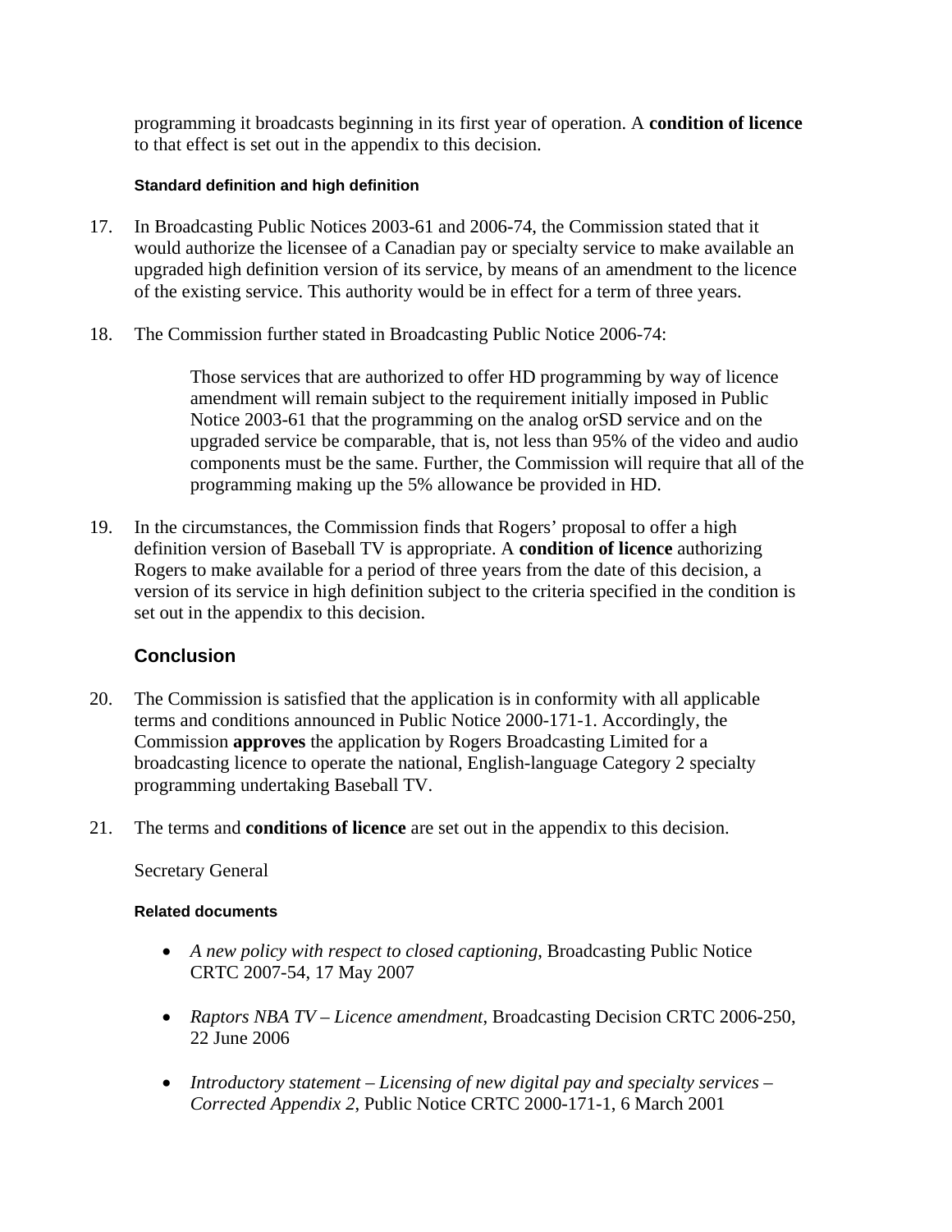programming it broadcasts beginning in its first year of operation. A **condition of licence** to that effect is set out in the appendix to this decision.

#### Standard definition and high definition

17. In Broadcasting Public Notices 2003-61 and 2006-74, the Commission stated that it would authorize the licensee of a Canadian pay or specialty service to make available an upgraded high definition version of its service, by means of an amendment to the licence of the existing service. This authority would be in effect for a term of three years.

18. The Commission further stated in Broadcasting Public Notice 2006-74:

> Those services that are authorized to offer HD programming by way of licence amendment will remain subject to the requirement initially imposed in Public Notice 2003-61 that the programming on the analog orSD service and on the upgraded service be comparable, that is, not less than 95% of the video and audio components must be the same. Further, the Commission will require that all of the programming making up the 5% allowance be provided in HD.

19. In the circumstances, the Commission finds that Rogers' proposal to offer a high definition version of Baseball TV is appropriate. A **condition of licence** authorizing Rogers to make available for a period of three years from the date of this decision, a version of its service in high definition subject to the criteria specified in the condition is set out in the appendix to this decision.

### Conclusion

20. The Commission is satisfied that the application is in conformity with all applicable terms and conditions announced in Public Notice 2000-171-1. Accordingly, the Commission **approves** the application by Rogers Broadcasting Limited for a broadcasting licence to operate the national, English-language Category 2 specialty programming undertaking Baseball TV.

21. The terms and **conditions of licence** are set out in the appendix to this decision.

Secretary General

#### Related documents

- *A new policy with respect to closed captioning*, Broadcasting Public Notice CRTC 2007-54, 17 May 2007
- *Raptors NBA TV – Licence amendment*, Broadcasting Decision CRTC 2006-250, 22 June 2006
- *Introductory statement – Licensing of new digital pay and specialty services – Corrected Appendix 2*, Public Notice CRTC 2000-171-1, 6 March 2001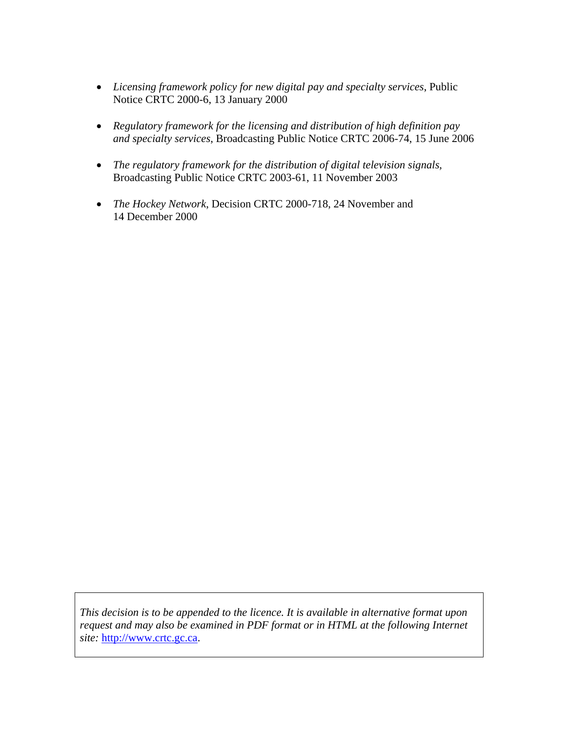- *Licensing framework policy for new digital pay and specialty services*, Public Notice CRTC 2000-6, 13 January 2000

- *Regulatory framework for the licensing and distribution of high definition pay and specialty services*, Broadcasting Public Notice CRTC 2006-74, 15 June 2006

- *The regulatory framework for the distribution of digital television signals,* Broadcasting Public Notice CRTC 2003-61, 11 November 2003

- *The Hockey Network*, Decision CRTC 2000-718, 24 November and 14 December 2000

*This decision is to be appended to the licence. It is available in alternative format upon request and may also be examined in PDF format or in HTML at the following Internet site:* http://www.crtc.gc.ca.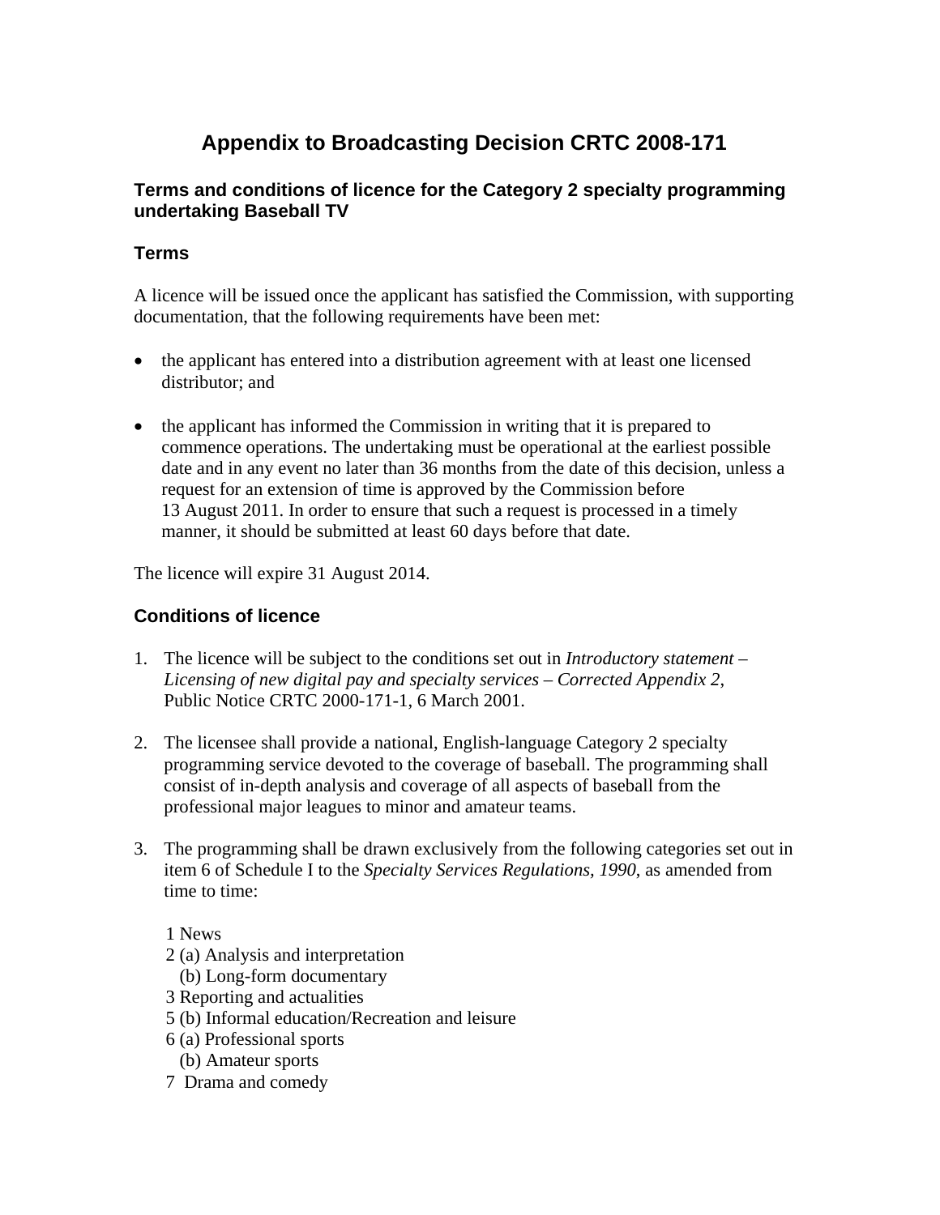# Appendix to Broadcasting Decision CRTC 2008-171

## Terms and conditions of licence for the Category 2 specialty programming undertaking Baseball TV

### Terms

A licence will be issued once the applicant has satisfied the Commission, with supporting documentation, that the following requirements have been met:

- the applicant has entered into a distribution agreement with at least one licensed distributor; and
- the applicant has informed the Commission in writing that it is prepared to commence operations. The undertaking must be operational at the earliest possible date and in any event no later than 36 months from the date of this decision, unless a request for an extension of time is approved by the Commission before 13 August 2011. In order to ensure that such a request is processed in a timely manner, it should be submitted at least 60 days before that date.

The licence will expire 31 August 2014.

### Conditions of licence

1. The licence will be subject to the conditions set out in *Introductory statement – Licensing of new digital pay and specialty services – Corrected Appendix 2*, Public Notice CRTC 2000-171-1, 6 March 2001.

2. The licensee shall provide a national, English-language Category 2 specialty programming service devoted to the coverage of baseball. The programming shall consist of in-depth analysis and coverage of all aspects of baseball from the professional major leagues to minor and amateur teams.

3. The programming shall be drawn exclusively from the following categories set out in item 6 of Schedule I to the *Specialty Services Regulations, 1990*, as amended from time to time:

   1 News
   2 (a) Analysis and interpretation
      (b) Long-form documentary
   3 Reporting and actualities
   5 (b) Informal education/Recreation and leisure
   6 (a) Professional sports
      (b) Amateur sports
   7 Drama and comedy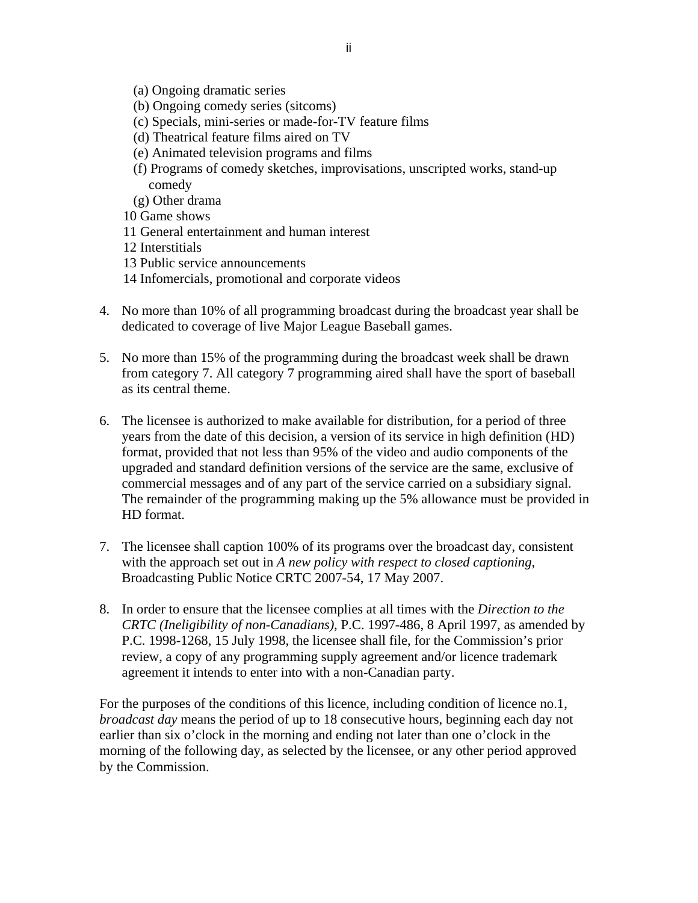(a) Ongoing dramatic series
(b) Ongoing comedy series (sitcoms)
(c) Specials, mini-series or made-for-TV feature films
(d) Theatrical feature films aired on TV
(e) Animated television programs and films
(f) Programs of comedy sketches, improvisations, unscripted works, stand-up comedy
(g) Other drama

10 Game shows
11 General entertainment and human interest
12 Interstitials
13 Public service announcements
14 Infomercials, promotional and corporate videos

4. No more than 10% of all programming broadcast during the broadcast year shall be dedicated to coverage of live Major League Baseball games.

5. No more than 15% of the programming during the broadcast week shall be drawn from category 7. All category 7 programming aired shall have the sport of baseball as its central theme.

6. The licensee is authorized to make available for distribution, for a period of three years from the date of this decision, a version of its service in high definition (HD) format, provided that not less than 95% of the video and audio components of the upgraded and standard definition versions of the service are the same, exclusive of commercial messages and of any part of the service carried on a subsidiary signal. The remainder of the programming making up the 5% allowance must be provided in HD format.

7. The licensee shall caption 100% of its programs over the broadcast day, consistent with the approach set out in *A new policy with respect to closed captioning*, Broadcasting Public Notice CRTC 2007-54, 17 May 2007.

8. In order to ensure that the licensee complies at all times with the *Direction to the CRTC (Ineligibility of non-Canadians)*, P.C. 1997-486, 8 April 1997, as amended by P.C. 1998-1268, 15 July 1998, the licensee shall file, for the Commission's prior review, a copy of any programming supply agreement and/or licence trademark agreement it intends to enter into with a non-Canadian party.

For the purposes of the conditions of this licence, including condition of licence no.1, *broadcast day* means the period of up to 18 consecutive hours, beginning each day not earlier than six o'clock in the morning and ending not later than one o'clock in the morning of the following day, as selected by the licensee, or any other period approved by the Commission.